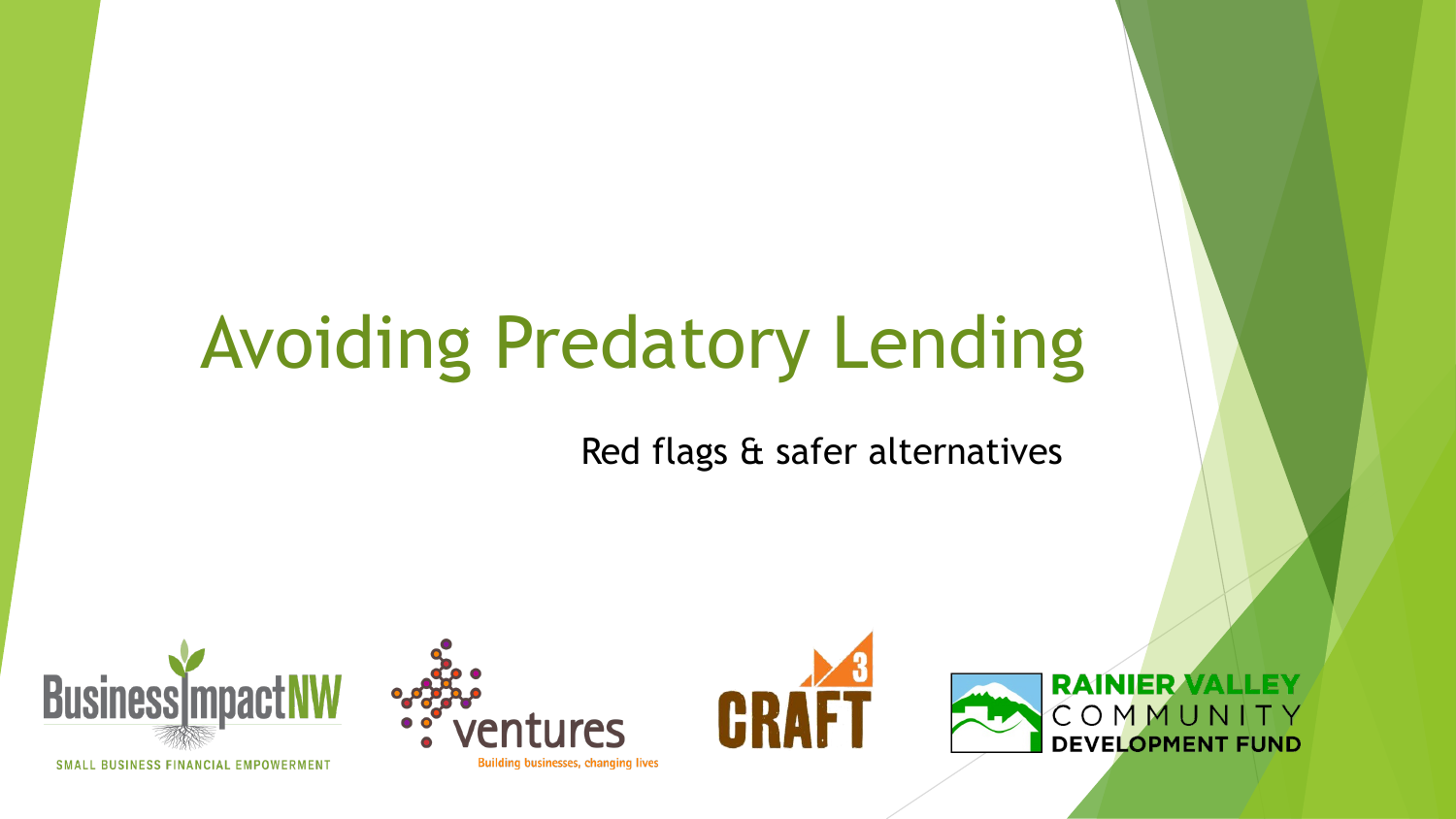# Avoiding Predatory Lending

Red flags & safer alternatives

BusinessImpactNW
SMALL BUSINESS FINANCIAL EMPOWERMENT

ventures
Building businesses, changing lives

CRAFT3

RAINIER VALLEY COMMUNITY DEVELOPMENT FUND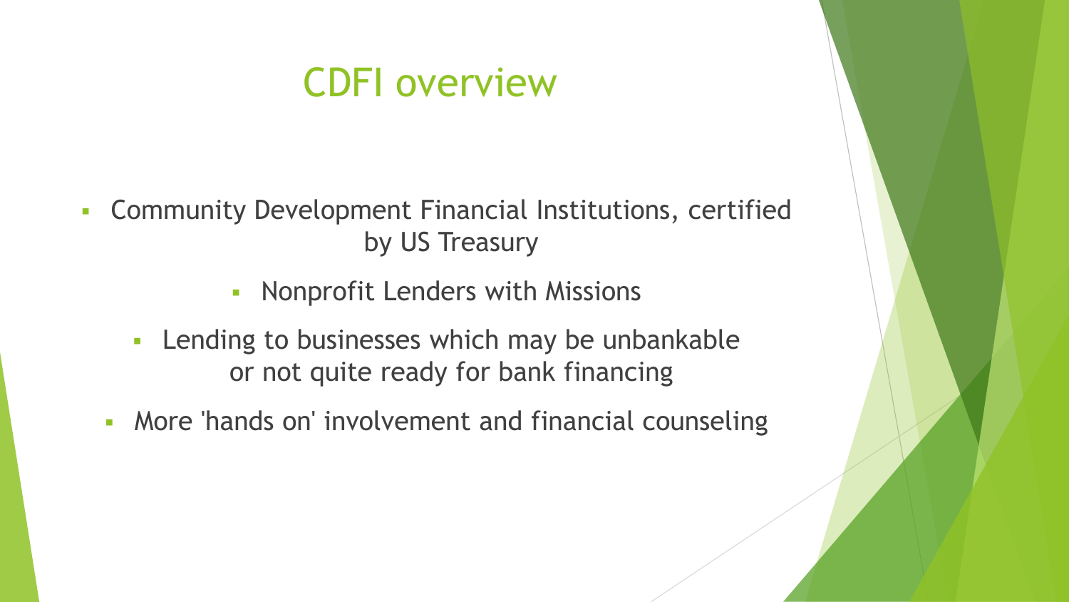# CDFI overview

- Community Development Financial Institutions, certified by US Treasury
  - Nonprofit Lenders with Missions
  - Lending to businesses which may be unbankable or not quite ready for bank financing
  - More 'hands on' involvement and financial counseling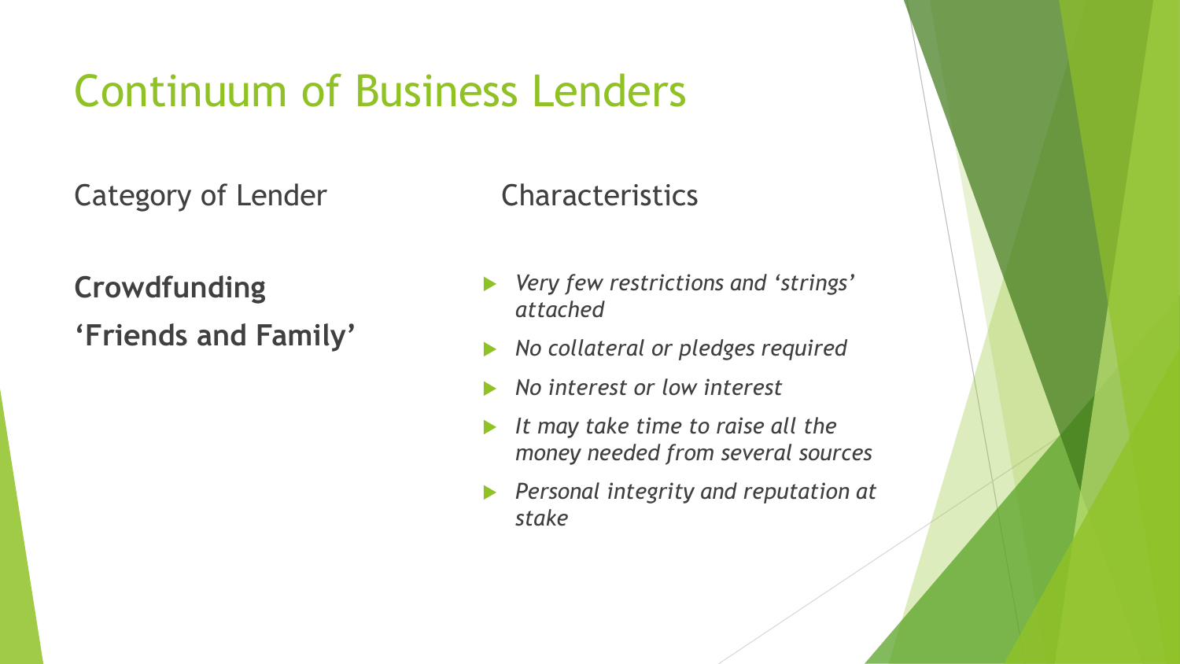# Continuum of Business Lenders

| Category of Lender | Characteristics |
| --- | --- |
| **Crowdfunding**<br>**'Friends and Family'** | *Very few restrictions and 'strings' attached*<br>*No collateral or pledges required*<br>*No interest or low interest*<br>*It may take time to raise all the money needed from several sources*<br>*Personal integrity and reputation at stake* |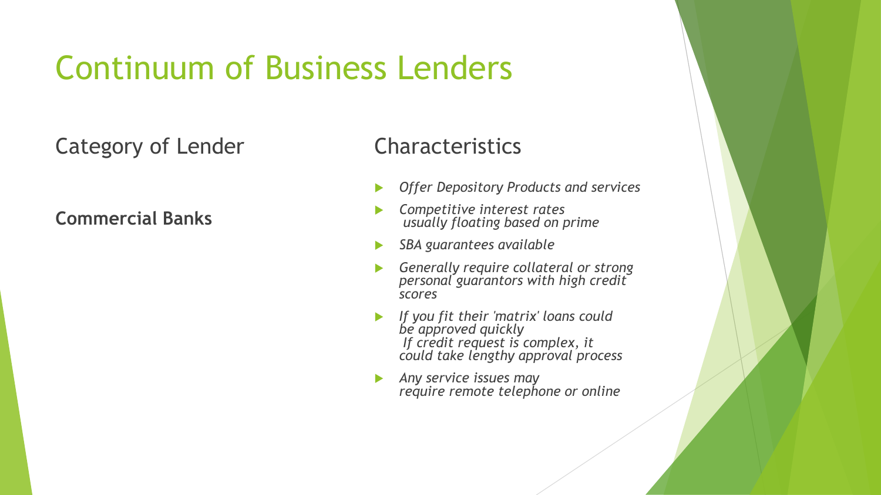# Continuum of Business Lenders

| Category of Lender | Characteristics |
| --- | --- |
| **Commercial Banks** | *Offer Depository Products and services*<br>*Competitive interest rates usually floating based on prime*<br>*SBA guarantees available*<br>*Generally require collateral or strong personal guarantors with high credit scores*<br>*If you fit their 'matrix' loans could be approved quickly If credit request is complex, it could take lengthy approval process*<br>*Any service issues may require remote telephone or online* |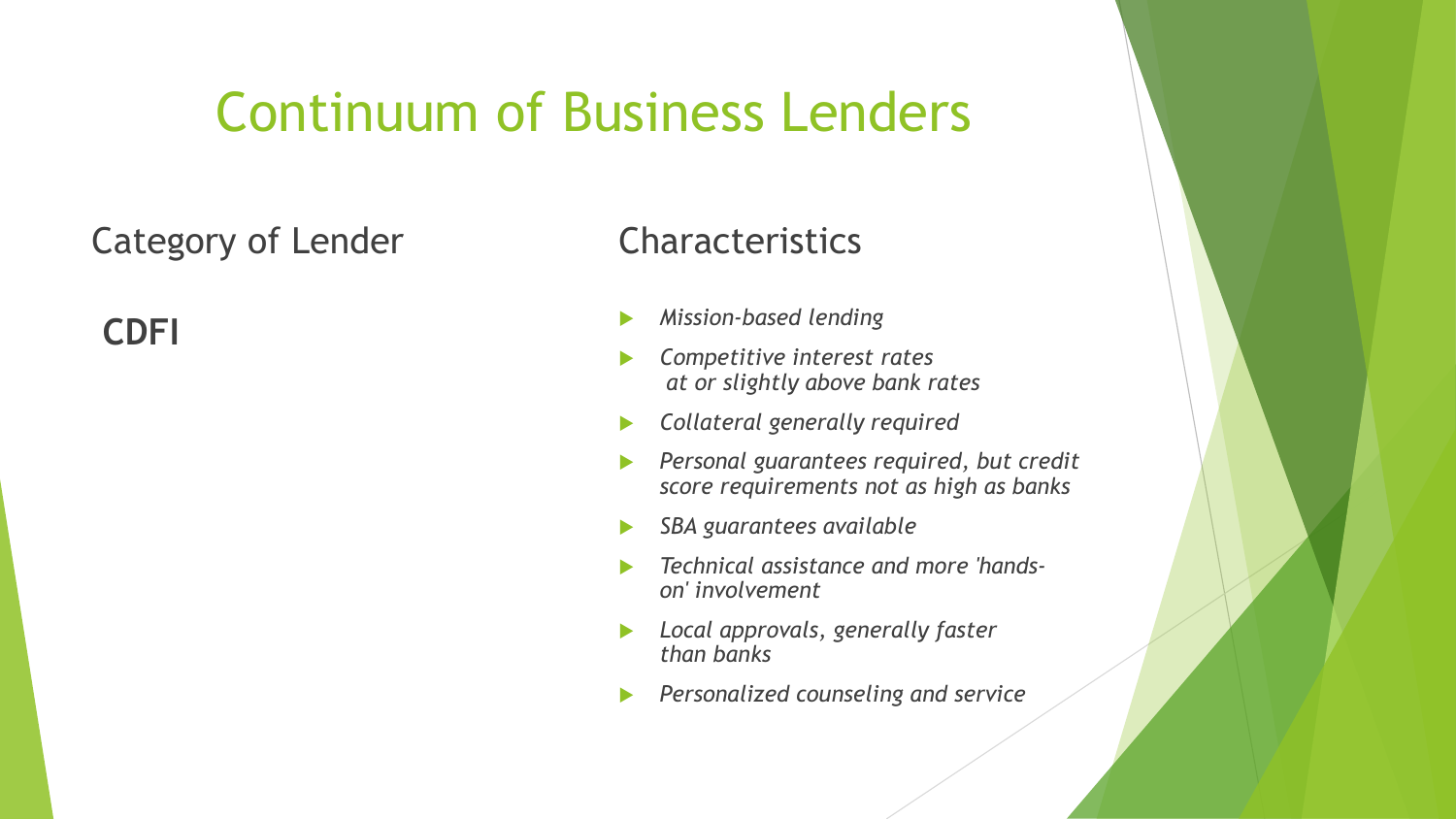# Continuum of Business Lenders

| Category of Lender | Characteristics |
|---|---|
| **CDFI** | *Mission-based lending*<br>*Competitive interest rates at or slightly above bank rates*<br>*Collateral generally required*<br>*Personal guarantees required, but credit score requirements not as high as banks*<br>*SBA guarantees available*<br>*Technical assistance and more 'hands-on' involvement*<br>*Local approvals, generally faster than banks*<br>*Personalized counseling and service* |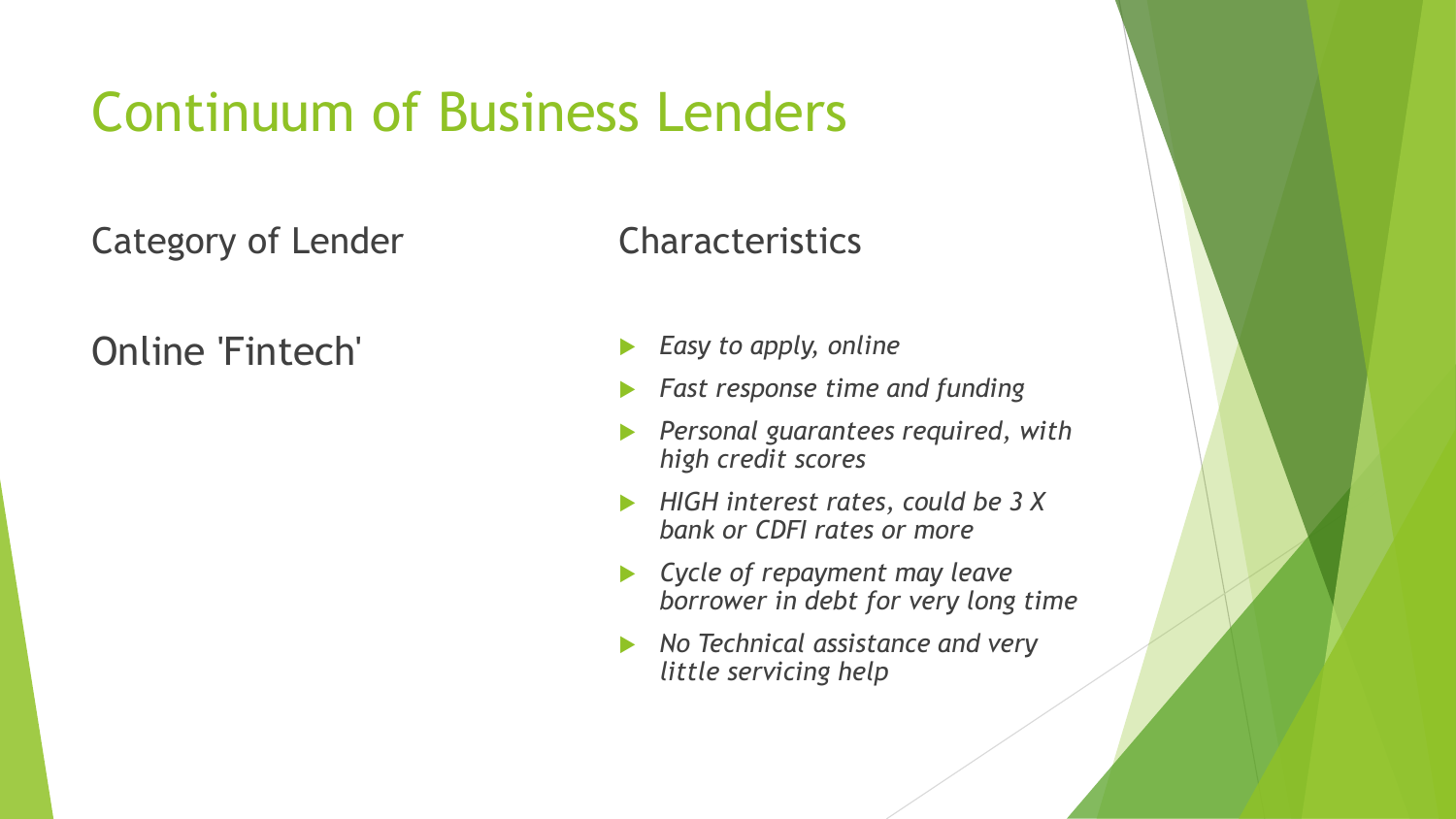# Continuum of Business Lenders

| Category of Lender | Characteristics |
|---|---|
| Online 'Fintech' | *Easy to apply, online*<br>*Fast response time and funding*<br>*Personal guarantees required, with high credit scores*<br>*HIGH interest rates, could be 3 X bank or CDFI rates or more*<br>*Cycle of repayment may leave borrower in debt for very long time*<br>*No Technical assistance and very little servicing help* |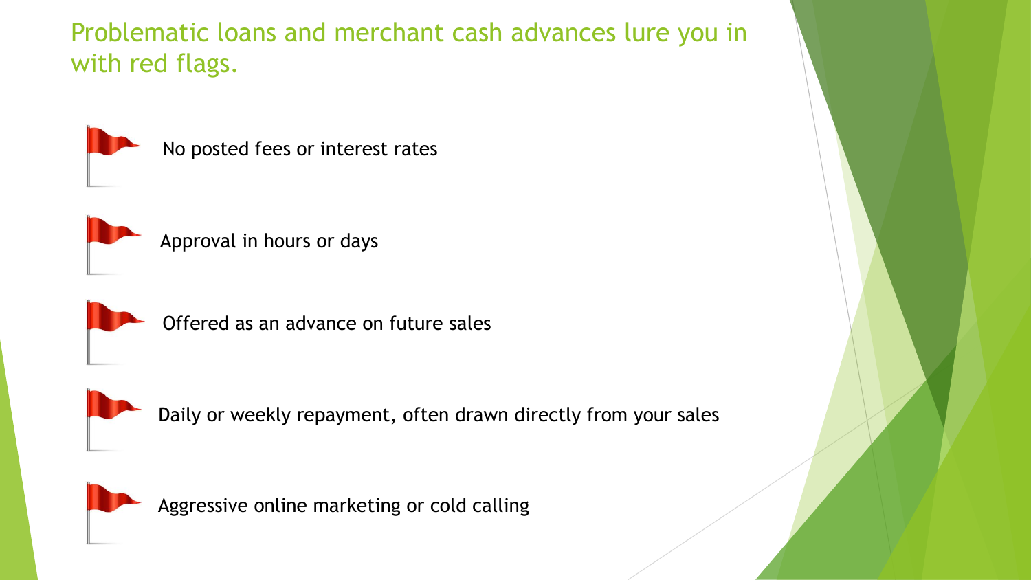# Problematic loans and merchant cash advances lure you in with red flags.

- No posted fees or interest rates
- Approval in hours or days
- Offered as an advance on future sales
- Daily or weekly repayment, often drawn directly from your sales
- Aggressive online marketing or cold calling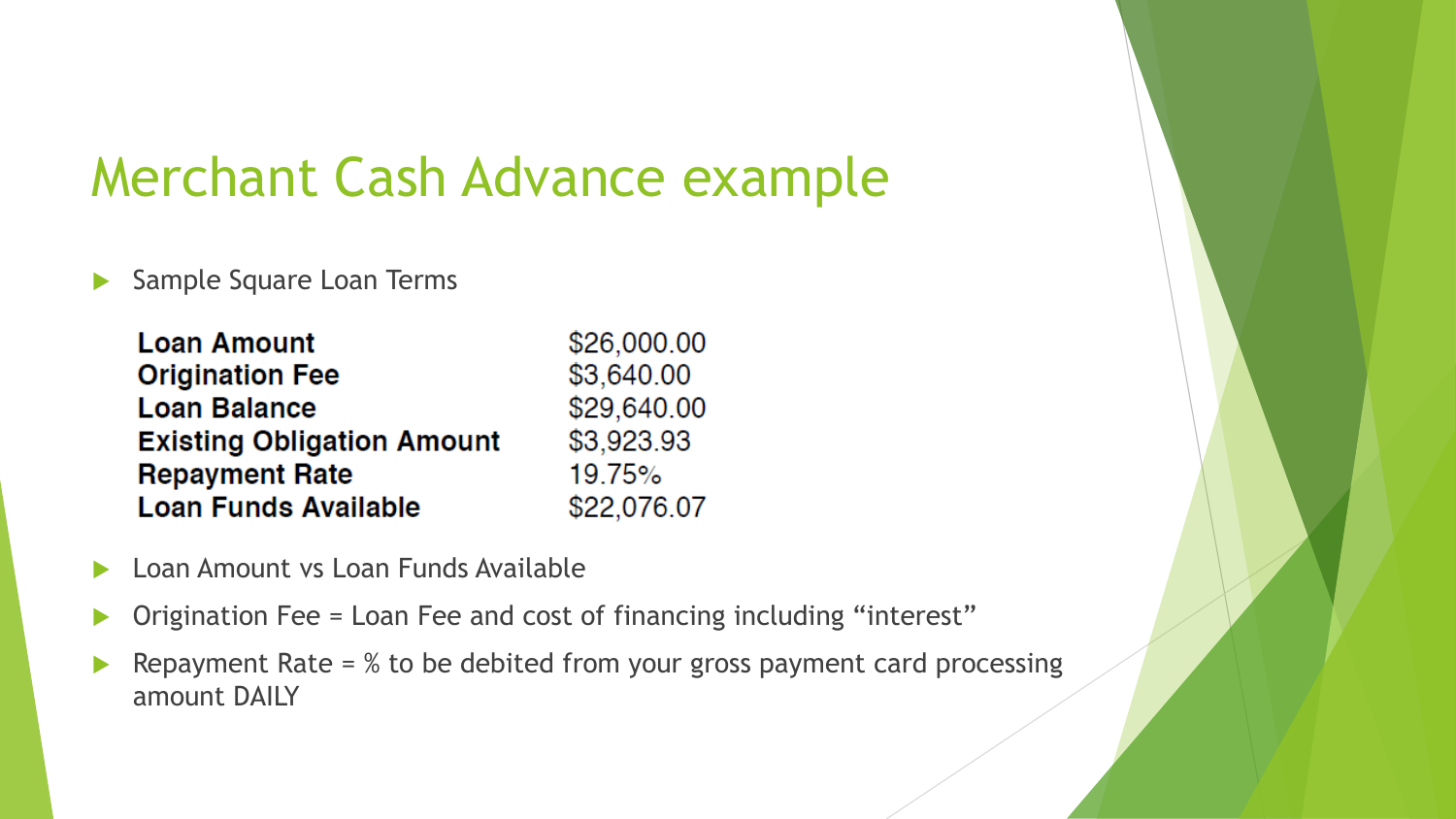# Merchant Cash Advance example

- Sample Square Loan Terms

| | |
|---|---|
| **Loan Amount** | $26,000.00 |
| **Origination Fee** | $3,640.00 |
| **Loan Balance** | $29,640.00 |
| **Existing Obligation Amount** | $3,923.93 |
| **Repayment Rate** | 19.75% |
| **Loan Funds Available** | $22,076.07 |

- Loan Amount vs Loan Funds Available
- Origination Fee = Loan Fee and cost of financing including “interest”
- Repayment Rate = % to be debited from your gross payment card processing amount DAILY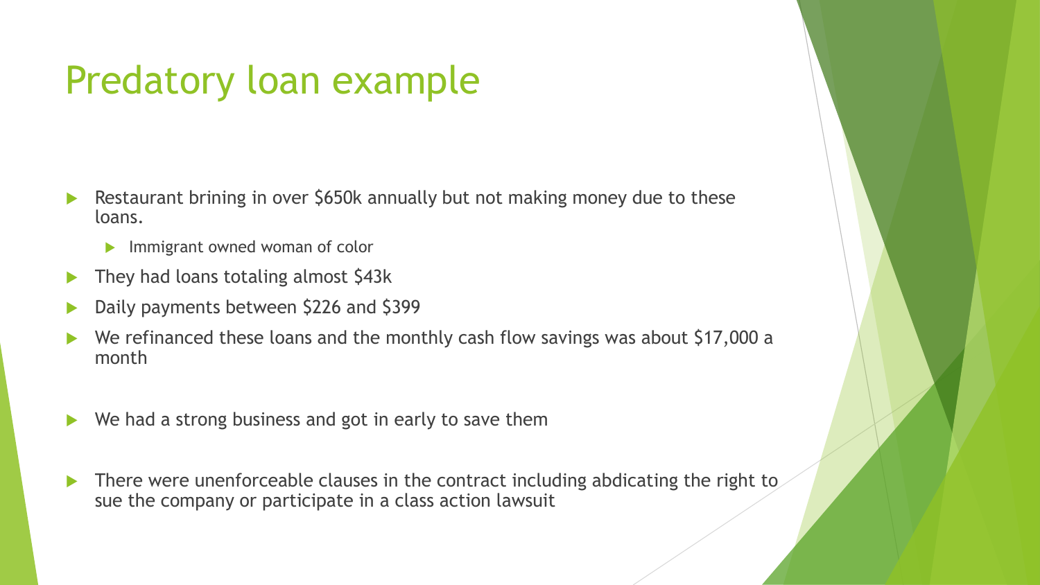# Predatory loan example

- Restaurant brining in over $650k annually but not making money due to these loans.
  - Immigrant owned woman of color
- They had loans totaling almost $43k
- Daily payments between $226 and $399
- We refinanced these loans and the monthly cash flow savings was about $17,000 a month
- We had a strong business and got in early to save them
- There were unenforceable clauses in the contract including abdicating the right to sue the company or participate in a class action lawsuit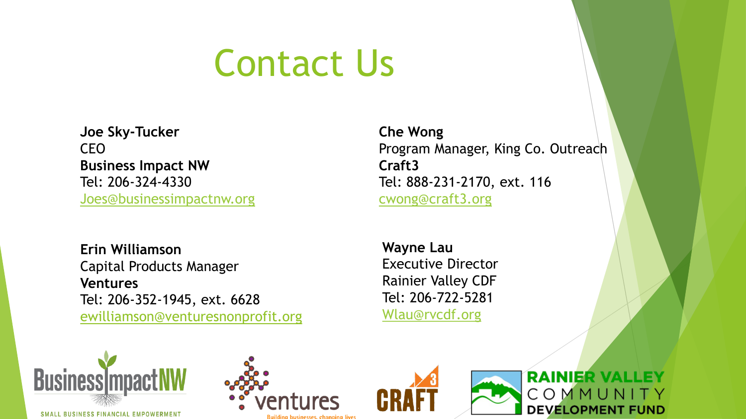# Contact Us

**Joe Sky-Tucker**
CEO
**Business Impact NW**
Tel: 206-324-4330
Joes@businessimpactnw.org

**Che Wong**
Program Manager, King Co. Outreach
**Craft3**
Tel: 888-231-2170, ext. 116
cwong@craft3.org

**Erin Williamson**
Capital Products Manager
**Ventures**
Tel: 206-352-1945, ext. 6628
ewilliamson@venturesnonprofit.org

**Wayne Lau**
Executive Director
Rainier Valley CDF
Tel: 206-722-5281
Wlau@rvcdf.org